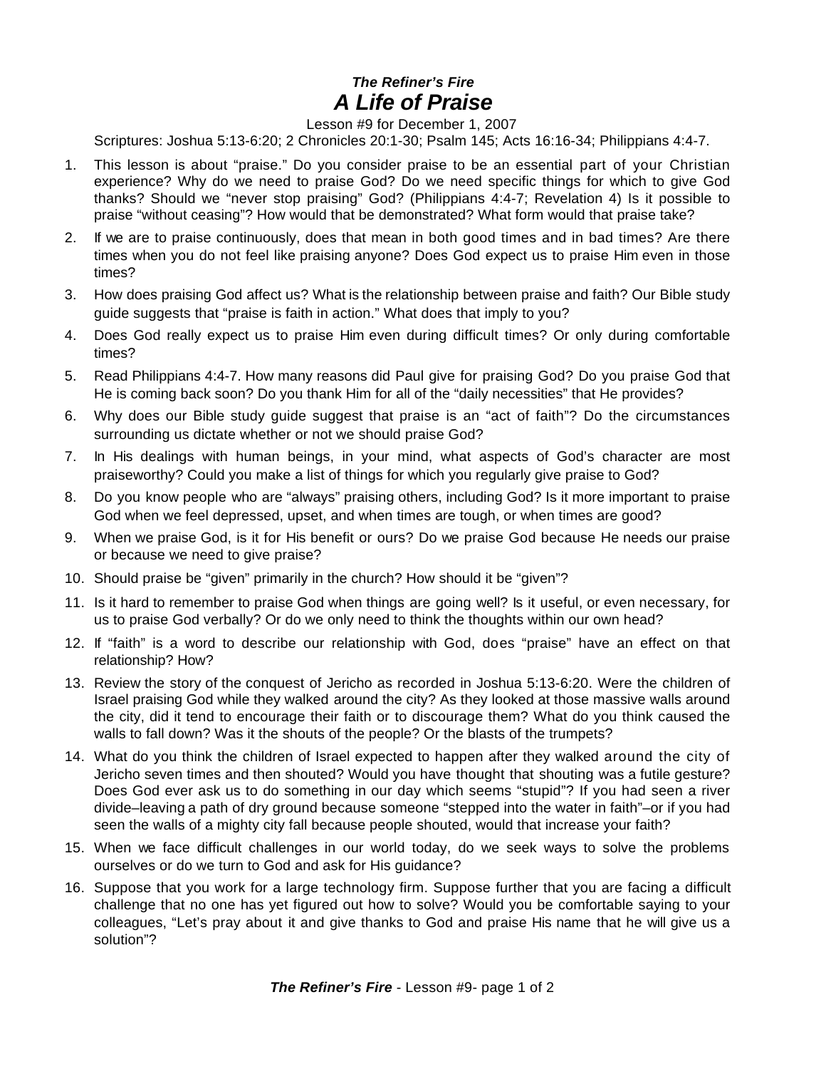### *The Refiner's Fire*

# *A Life of Praise*

Lesson #9 for December 1, 2007

Scriptures: Joshua 5:13-6:20; 2 Chronicles 20:1-30; Psalm 145; Acts 16:16-34; Philippians 4:4-7.

1. This lesson is about "praise." Do you consider praise to be an essential part of your Christian experience? Why do we need to praise God? Do we need specific things for which to give God thanks? Should we "never stop praising" God? (Philippians 4:4-7; Revelation 4) Is it possible to praise "without ceasing"? How would that be demonstrated? What form would that praise take?
2. If we are to praise continuously, does that mean in both good times and in bad times? Are there times when you do not feel like praising anyone? Does God expect us to praise Him even in those times?
3. How does praising God affect us? What is the relationship between praise and faith? Our Bible study guide suggests that "praise is faith in action." What does that imply to you?
4. Does God really expect us to praise Him even during difficult times? Or only during comfortable times?
5. Read Philippians 4:4-7. How many reasons did Paul give for praising God? Do you praise God that He is coming back soon? Do you thank Him for all of the "daily necessities" that He provides?
6. Why does our Bible study guide suggest that praise is an "act of faith"? Do the circumstances surrounding us dictate whether or not we should praise God?
7. In His dealings with human beings, in your mind, what aspects of God's character are most praiseworthy? Could you make a list of things for which you regularly give praise to God?
8. Do you know people who are "always" praising others, including God? Is it more important to praise God when we feel depressed, upset, and when times are tough, or when times are good?
9. When we praise God, is it for His benefit or ours? Do we praise God because He needs our praise or because we need to give praise?
10. Should praise be "given" primarily in the church? How should it be "given"?
11. Is it hard to remember to praise God when things are going well? Is it useful, or even necessary, for us to praise God verbally? Or do we only need to think the thoughts within our own head?
12. If "faith" is a word to describe our relationship with God, does "praise" have an effect on that relationship? How?
13. Review the story of the conquest of Jericho as recorded in Joshua 5:13-6:20. Were the children of Israel praising God while they walked around the city? As they looked at those massive walls around the city, did it tend to encourage their faith or to discourage them? What do you think caused the walls to fall down? Was it the shouts of the people? Or the blasts of the trumpets?
14. What do you think the children of Israel expected to happen after they walked around the city of Jericho seven times and then shouted? Would you have thought that shouting was a futile gesture? Does God ever ask us to do something in our day which seems "stupid"? If you had seen a river divide–leaving a path of dry ground because someone "stepped into the water in faith"–or if you had seen the walls of a mighty city fall because people shouted, would that increase your faith?
15. When we face difficult challenges in our world today, do we seek ways to solve the problems ourselves or do we turn to God and ask for His guidance?
16. Suppose that you work for a large technology firm. Suppose further that you are facing a difficult challenge that no one has yet figured out how to solve? Would you be comfortable saying to your colleagues, "Let's pray about it and give thanks to God and praise His name that he will give us a solution"?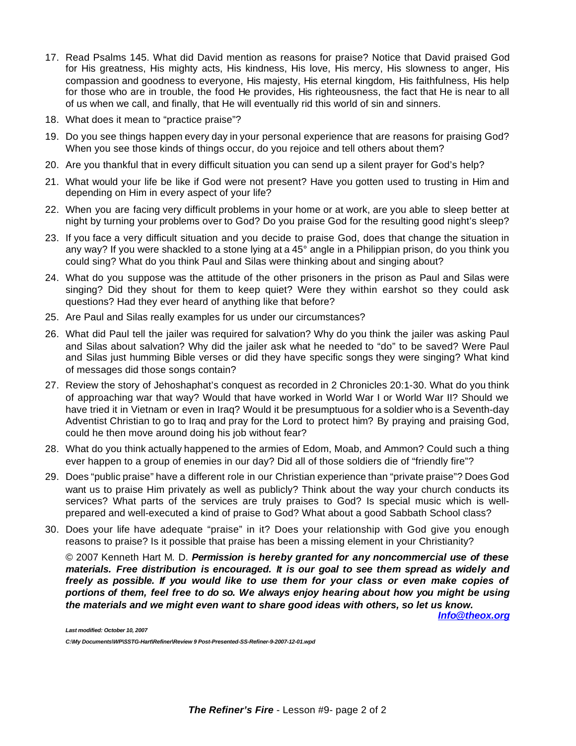17. Read Psalms 145. What did David mention as reasons for praise? Notice that David praised God for His greatness, His mighty acts, His kindness, His love, His mercy, His slowness to anger, His compassion and goodness to everyone, His majesty, His eternal kingdom, His faithfulness, His help for those who are in trouble, the food He provides, His righteousness, the fact that He is near to all of us when we call, and finally, that He will eventually rid this world of sin and sinners.
18. What does it mean to "practice praise"?
19. Do you see things happen every day in your personal experience that are reasons for praising God? When you see those kinds of things occur, do you rejoice and tell others about them?
20. Are you thankful that in every difficult situation you can send up a silent prayer for God's help?
21. What would your life be like if God were not present? Have you gotten used to trusting in Him and depending on Him in every aspect of your life?
22. When you are facing very difficult problems in your home or at work, are you able to sleep better at night by turning your problems over to God? Do you praise God for the resulting good night's sleep?
23. If you face a very difficult situation and you decide to praise God, does that change the situation in any way? If you were shackled to a stone lying at a 45° angle in a Philippian prison, do you think you could sing? What do you think Paul and Silas were thinking about and singing about?
24. What do you suppose was the attitude of the other prisoners in the prison as Paul and Silas were singing? Did they shout for them to keep quiet? Were they within earshot so they could ask questions? Had they ever heard of anything like that before?
25. Are Paul and Silas really examples for us under our circumstances?
26. What did Paul tell the jailer was required for salvation? Why do you think the jailer was asking Paul and Silas about salvation? Why did the jailer ask what he needed to "do" to be saved? Were Paul and Silas just humming Bible verses or did they have specific songs they were singing? What kind of messages did those songs contain?
27. Review the story of Jehoshaphat's conquest as recorded in 2 Chronicles 20:1-30. What do you think of approaching war that way? Would that have worked in World War I or World War II? Should we have tried it in Vietnam or even in Iraq? Would it be presumptuous for a soldier who is a Seventh-day Adventist Christian to go to Iraq and pray for the Lord to protect him? By praying and praising God, could he then move around doing his job without fear?
28. What do you think actually happened to the armies of Edom, Moab, and Ammon? Could such a thing ever happen to a group of enemies in our day? Did all of those soldiers die of "friendly fire"?
29. Does "public praise" have a different role in our Christian experience than "private praise"? Does God want us to praise Him privately as well as publicly? Think about the way your church conducts its services? What parts of the services are truly praises to God? Is special music which is well-prepared and well-executed a kind of praise to God? What about a good Sabbath School class?
30. Does your life have adequate "praise" in it? Does your relationship with God give you enough reasons to praise? Is it possible that praise has been a missing element in your Christianity?

© 2007 Kenneth Hart M. D. ***Permission is hereby granted for any noncommercial use of these materials. Free distribution is encouraged. It is our goal to see them spread as widely and freely as possible. If you would like to use them for your class or even make copies of portions of them, feel free to do so. We always enjoy hearing about how you might be using the materials and we might even want to share good ideas with others, so let us know.***

***Info@theox.org***

***Last modified: October 10, 2007***

***C:\My Documents\WP\SSTG-Hart\Refiner\Review 9 Post-Presented-SS-Refiner-9-2007-12-01.wpd***